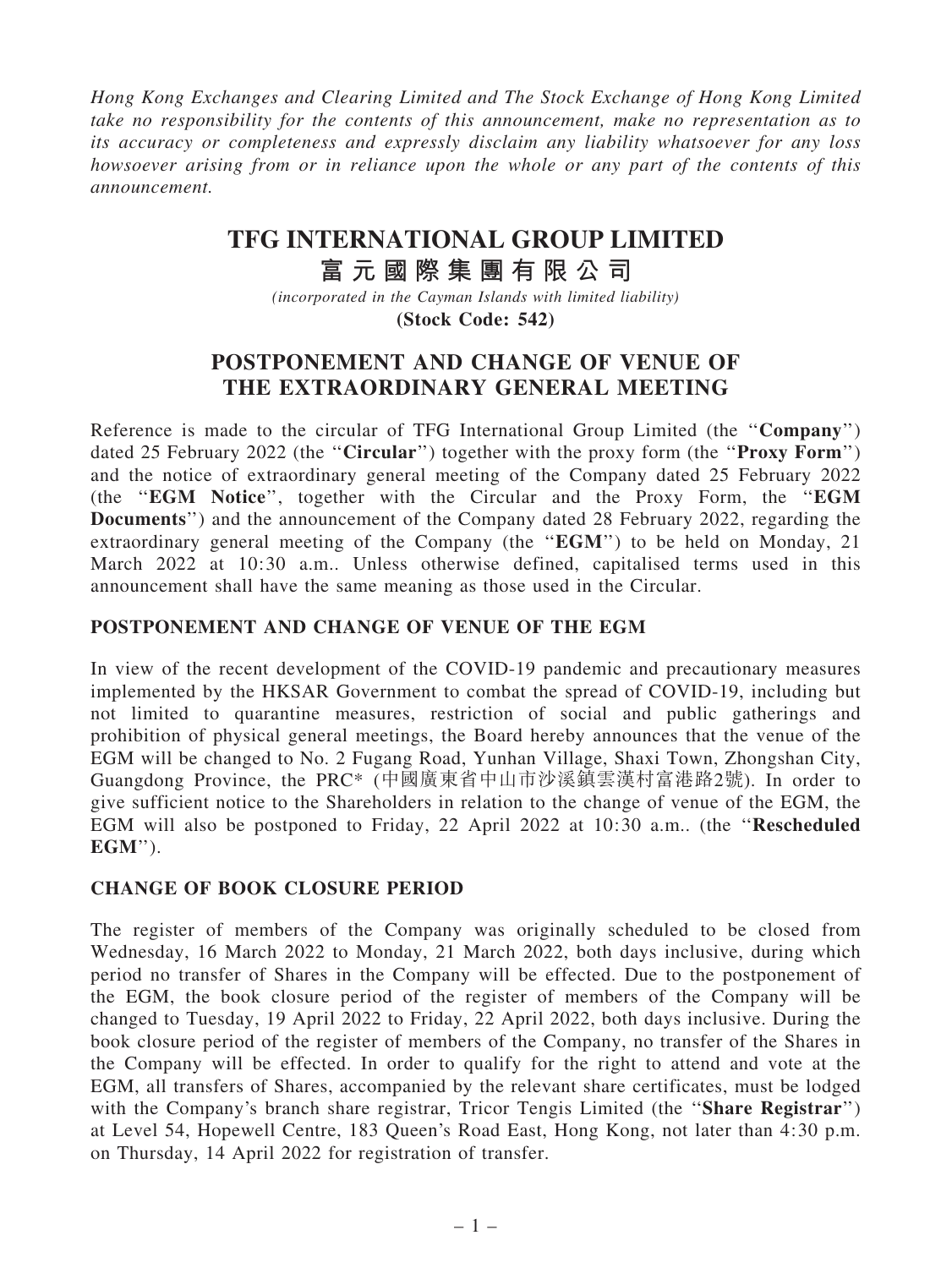*Hong Kong Exchanges and Clearing Limited and The Stock Exchange of Hong Kong Limited take no responsibility for the contents of this announcement, make no representation as to its accuracy or completeness and expressly disclaim any liability whatsoever for any loss howsoever arising from or in reliance upon the whole or any part of the contents of this announcement.*

# TFG INTERNATIONAL GROUP LIMITED
# 富元國際集團有限公司

*(incorporated in the Cayman Islands with limited liability)*

**(Stock Code: 542)**

## POSTPONEMENT AND CHANGE OF VENUE OF THE EXTRAORDINARY GENERAL MEETING

Reference is made to the circular of TFG International Group Limited (the "**Company**") dated 25 February 2022 (the "**Circular**") together with the proxy form (the "**Proxy Form**") and the notice of extraordinary general meeting of the Company dated 25 February 2022 (the "**EGM Notice**", together with the Circular and the Proxy Form, the "**EGM Documents**") and the announcement of the Company dated 28 February 2022, regarding the extraordinary general meeting of the Company (the "**EGM**") to be held on Monday, 21 March 2022 at 10:30 a.m.. Unless otherwise defined, capitalised terms used in this announcement shall have the same meaning as those used in the Circular.

### POSTPONEMENT AND CHANGE OF VENUE OF THE EGM

In view of the recent development of the COVID-19 pandemic and precautionary measures implemented by the HKSAR Government to combat the spread of COVID-19, including but not limited to quarantine measures, restriction of social and public gatherings and prohibition of physical general meetings, the Board hereby announces that the venue of the EGM will be changed to No. 2 Fugang Road, Yunhan Village, Shaxi Town, Zhongshan City, Guangdong Province, the PRC* (中國廣東省中山市沙溪鎮雲漢村富港路2號). In order to give sufficient notice to the Shareholders in relation to the change of venue of the EGM, the EGM will also be postponed to Friday, 22 April 2022 at 10:30 a.m.. (the "**Rescheduled EGM**").

### CHANGE OF BOOK CLOSURE PERIOD

The register of members of the Company was originally scheduled to be closed from Wednesday, 16 March 2022 to Monday, 21 March 2022, both days inclusive, during which period no transfer of Shares in the Company will be effected. Due to the postponement of the EGM, the book closure period of the register of members of the Company will be changed to Tuesday, 19 April 2022 to Friday, 22 April 2022, both days inclusive. During the book closure period of the register of members of the Company, no transfer of the Shares in the Company will be effected. In order to qualify for the right to attend and vote at the EGM, all transfers of Shares, accompanied by the relevant share certificates, must be lodged with the Company's branch share registrar, Tricor Tengis Limited (the "**Share Registrar**") at Level 54, Hopewell Centre, 183 Queen's Road East, Hong Kong, not later than 4:30 p.m. on Thursday, 14 April 2022 for registration of transfer.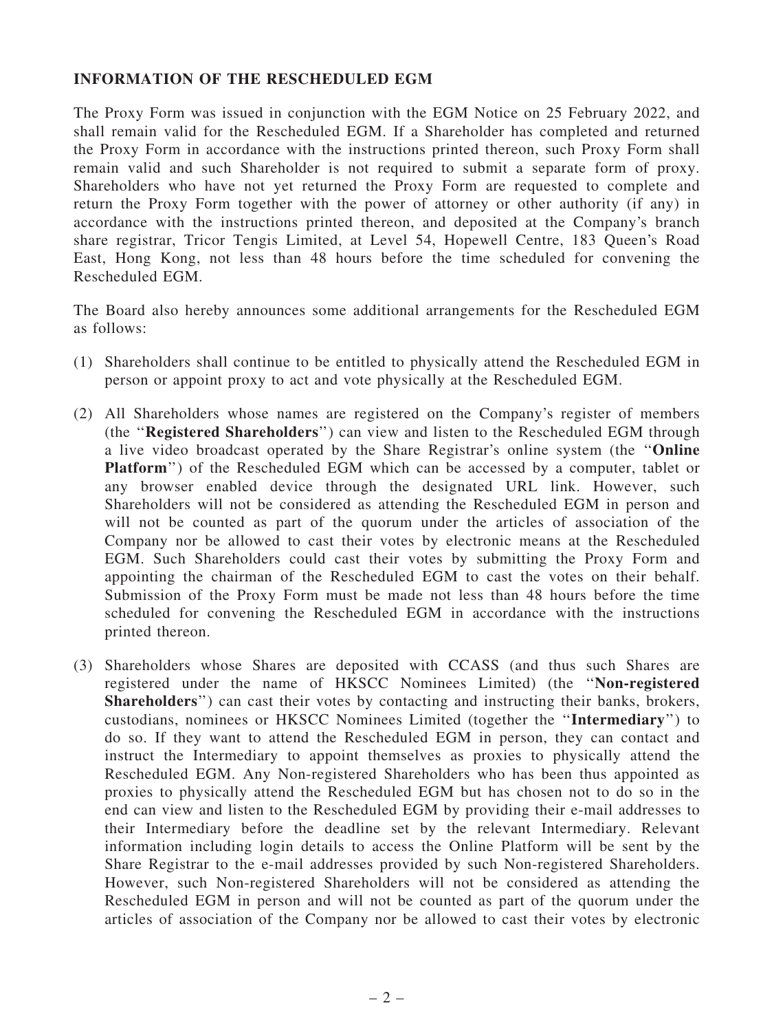## INFORMATION OF THE RESCHEDULED EGM

The Proxy Form was issued in conjunction with the EGM Notice on 25 February 2022, and shall remain valid for the Rescheduled EGM. If a Shareholder has completed and returned the Proxy Form in accordance with the instructions printed thereon, such Proxy Form shall remain valid and such Shareholder is not required to submit a separate form of proxy. Shareholders who have not yet returned the Proxy Form are requested to complete and return the Proxy Form together with the power of attorney or other authority (if any) in accordance with the instructions printed thereon, and deposited at the Company's branch share registrar, Tricor Tengis Limited, at Level 54, Hopewell Centre, 183 Queen's Road East, Hong Kong, not less than 48 hours before the time scheduled for convening the Rescheduled EGM.

The Board also hereby announces some additional arrangements for the Rescheduled EGM as follows:

(1) Shareholders shall continue to be entitled to physically attend the Rescheduled EGM in person or appoint proxy to act and vote physically at the Rescheduled EGM.

(2) All Shareholders whose names are registered on the Company's register of members (the "**Registered Shareholders**") can view and listen to the Rescheduled EGM through a live video broadcast operated by the Share Registrar's online system (the "**Online Platform**") of the Rescheduled EGM which can be accessed by a computer, tablet or any browser enabled device through the designated URL link. However, such Shareholders will not be considered as attending the Rescheduled EGM in person and will not be counted as part of the quorum under the articles of association of the Company nor be allowed to cast their votes by electronic means at the Rescheduled EGM. Such Shareholders could cast their votes by submitting the Proxy Form and appointing the chairman of the Rescheduled EGM to cast the votes on their behalf. Submission of the Proxy Form must be made not less than 48 hours before the time scheduled for convening the Rescheduled EGM in accordance with the instructions printed thereon.

(3) Shareholders whose Shares are deposited with CCASS (and thus such Shares are registered under the name of HKSCC Nominees Limited) (the "**Non-registered Shareholders**") can cast their votes by contacting and instructing their banks, brokers, custodians, nominees or HKSCC Nominees Limited (together the "**Intermediary**") to do so. If they want to attend the Rescheduled EGM in person, they can contact and instruct the Intermediary to appoint themselves as proxies to physically attend the Rescheduled EGM. Any Non-registered Shareholders who has been thus appointed as proxies to physically attend the Rescheduled EGM but has chosen not to do so in the end can view and listen to the Rescheduled EGM by providing their e-mail addresses to their Intermediary before the deadline set by the relevant Intermediary. Relevant information including login details to access the Online Platform will be sent by the Share Registrar to the e-mail addresses provided by such Non-registered Shareholders. However, such Non-registered Shareholders will not be considered as attending the Rescheduled EGM in person and will not be counted as part of the quorum under the articles of association of the Company nor be allowed to cast their votes by electronic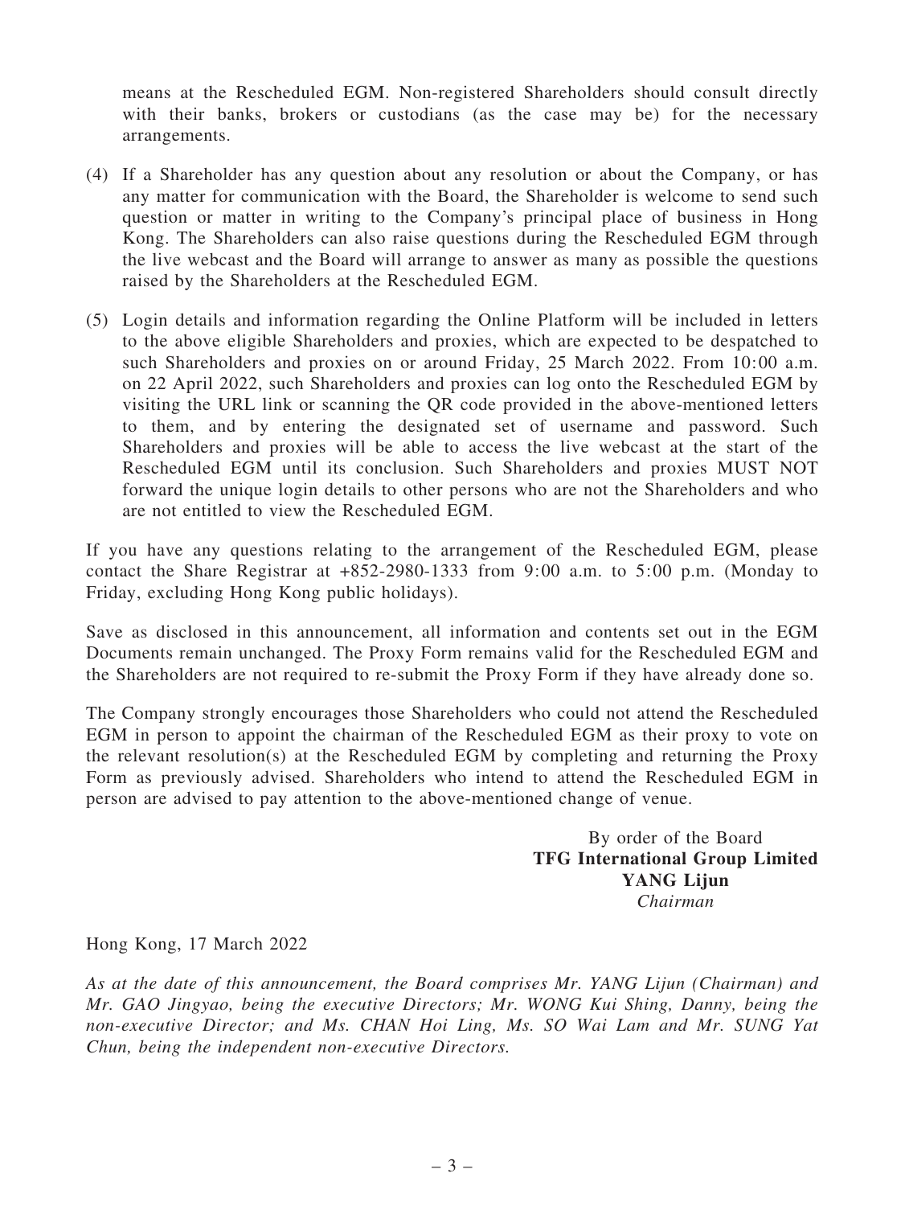means at the Rescheduled EGM. Non-registered Shareholders should consult directly with their banks, brokers or custodians (as the case may be) for the necessary arrangements.

(4) If a Shareholder has any question about any resolution or about the Company, or has any matter for communication with the Board, the Shareholder is welcome to send such question or matter in writing to the Company's principal place of business in Hong Kong. The Shareholders can also raise questions during the Rescheduled EGM through the live webcast and the Board will arrange to answer as many as possible the questions raised by the Shareholders at the Rescheduled EGM.

(5) Login details and information regarding the Online Platform will be included in letters to the above eligible Shareholders and proxies, which are expected to be despatched to such Shareholders and proxies on or around Friday, 25 March 2022. From 10:00 a.m. on 22 April 2022, such Shareholders and proxies can log onto the Rescheduled EGM by visiting the URL link or scanning the QR code provided in the above-mentioned letters to them, and by entering the designated set of username and password. Such Shareholders and proxies will be able to access the live webcast at the start of the Rescheduled EGM until its conclusion. Such Shareholders and proxies MUST NOT forward the unique login details to other persons who are not the Shareholders and who are not entitled to view the Rescheduled EGM.

If you have any questions relating to the arrangement of the Rescheduled EGM, please contact the Share Registrar at +852-2980-1333 from 9:00 a.m. to 5:00 p.m. (Monday to Friday, excluding Hong Kong public holidays).

Save as disclosed in this announcement, all information and contents set out in the EGM Documents remain unchanged. The Proxy Form remains valid for the Rescheduled EGM and the Shareholders are not required to re-submit the Proxy Form if they have already done so.

The Company strongly encourages those Shareholders who could not attend the Rescheduled EGM in person to appoint the chairman of the Rescheduled EGM as their proxy to vote on the relevant resolution(s) at the Rescheduled EGM by completing and returning the Proxy Form as previously advised. Shareholders who intend to attend the Rescheduled EGM in person are advised to pay attention to the above-mentioned change of venue.

By order of the Board
**TFG International Group Limited**
**YANG Lijun**
*Chairman*

Hong Kong, 17 March 2022

*As at the date of this announcement, the Board comprises Mr. YANG Lijun (Chairman) and Mr. GAO Jingyao, being the executive Directors; Mr. WONG Kui Shing, Danny, being the non-executive Director; and Ms. CHAN Hoi Ling, Ms. SO Wai Lam and Mr. SUNG Yat Chun, being the independent non-executive Directors.*